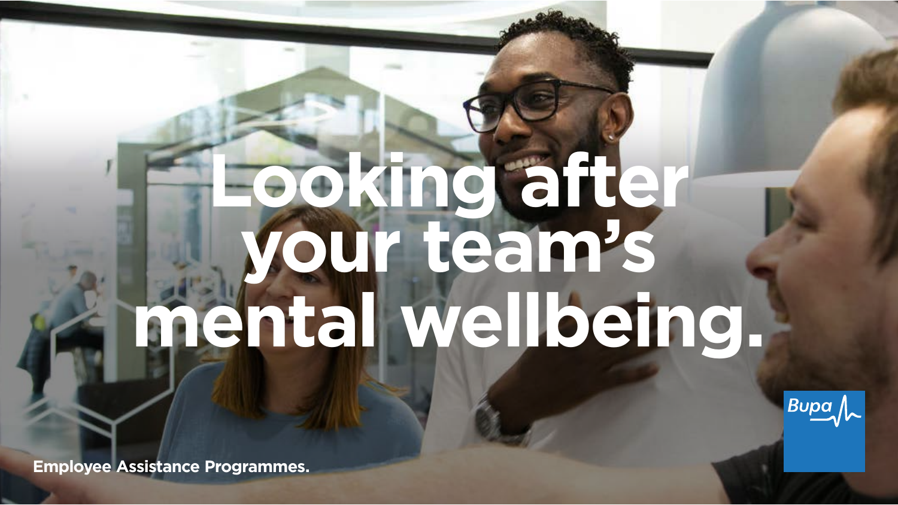# Looking after your team's mental wellbeing.

Employee Assistance Programmes.

Bupa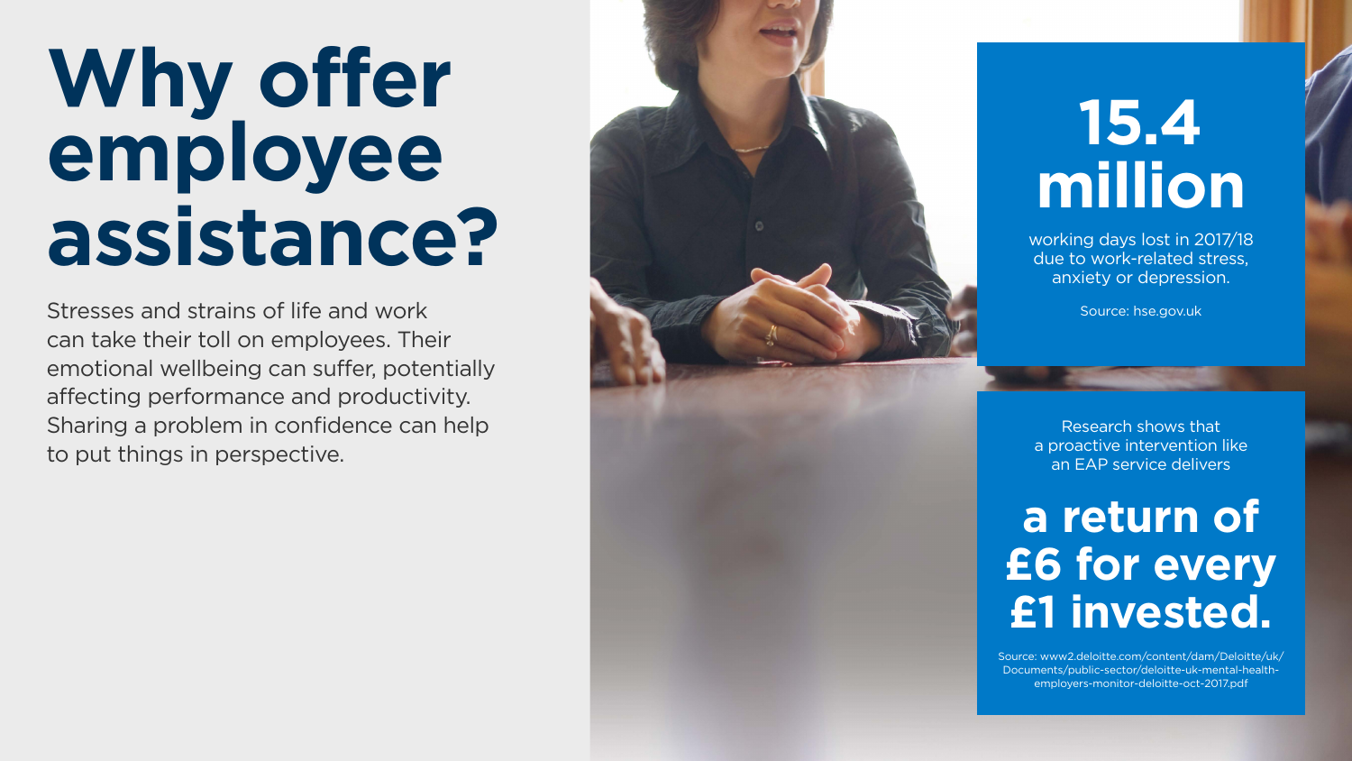# Why offer employee assistance?

Stresses and strains of life and work can take their toll on employees. Their emotional wellbeing can suffer, potentially affecting performance and productivity. Sharing a problem in confidence can help to put things in perspective.

## 15.4 million

working days lost in 2017/18 due to work-related stress, anxiety or depression.

Source: hse.gov.uk

Research shows that a proactive intervention like an EAP service delivers

## a return of £6 for every £1 invested.

Source: www2.deloitte.com/content/dam/Deloitte/uk/Documents/public-sector/deloitte-uk-mental-health-employers-monitor-deloitte-oct-2017.pdf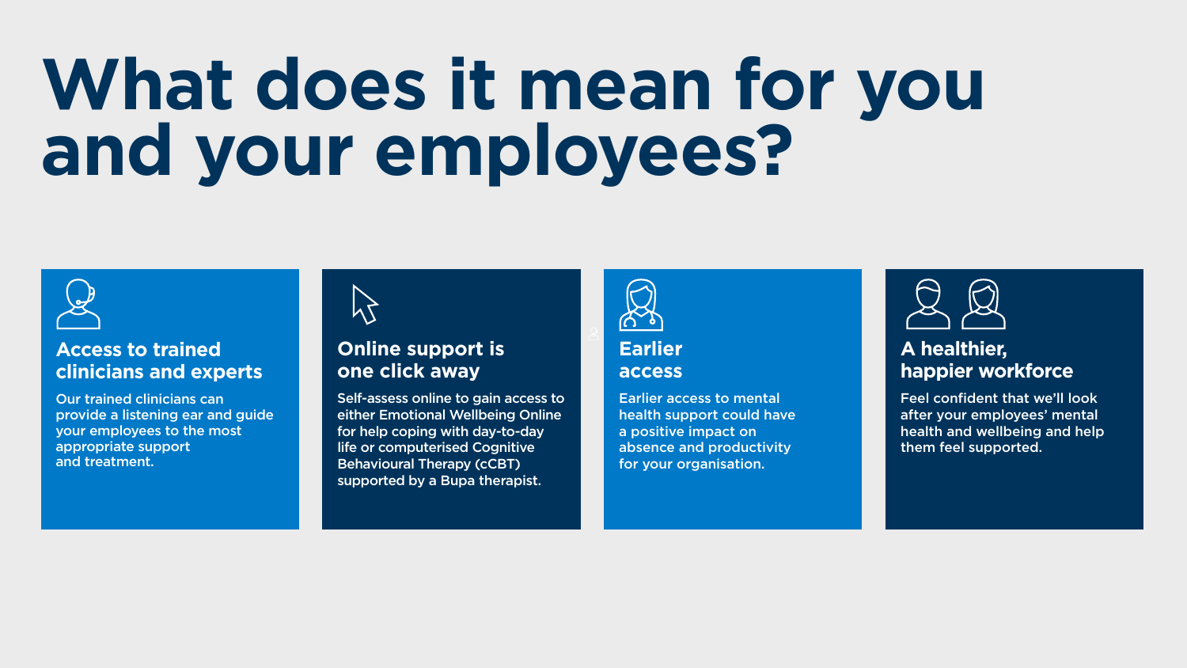# What does it mean for you and your employees?

### Access to trained clinicians and experts

Our trained clinicians can provide a listening ear and guide your employees to the most appropriate support and treatment.

### Online support is one click away

Self-assess online to gain access to either Emotional Wellbeing Online for help coping with day-to-day life or computerised Cognitive Behavioural Therapy (cCBT) supported by a Bupa therapist.

### Earlier access

Earlier access to mental health support could have a positive impact on absence and productivity for your organisation.

### A healthier, happier workforce

Feel confident that we'll look after your employees' mental health and wellbeing and help them feel supported.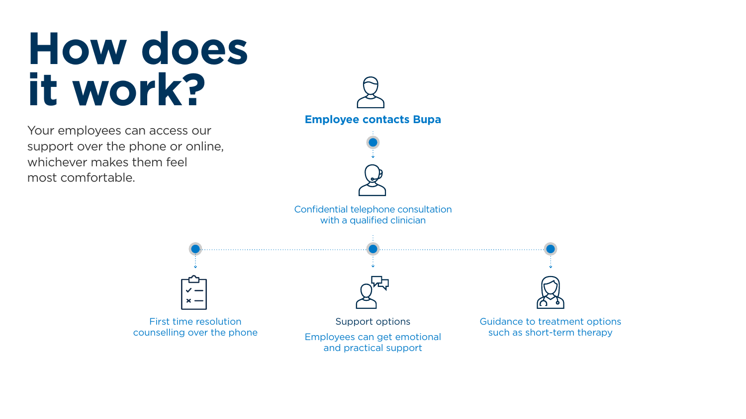# How does it work?

Your employees can access our support over the phone or online, whichever makes them feel most comfortable.

**Employee contacts Bupa**

Confidential telephone consultation with a qualified clinician

First time resolution counselling over the phone

Support options

Employees can get emotional and practical support

Guidance to treatment options such as short-term therapy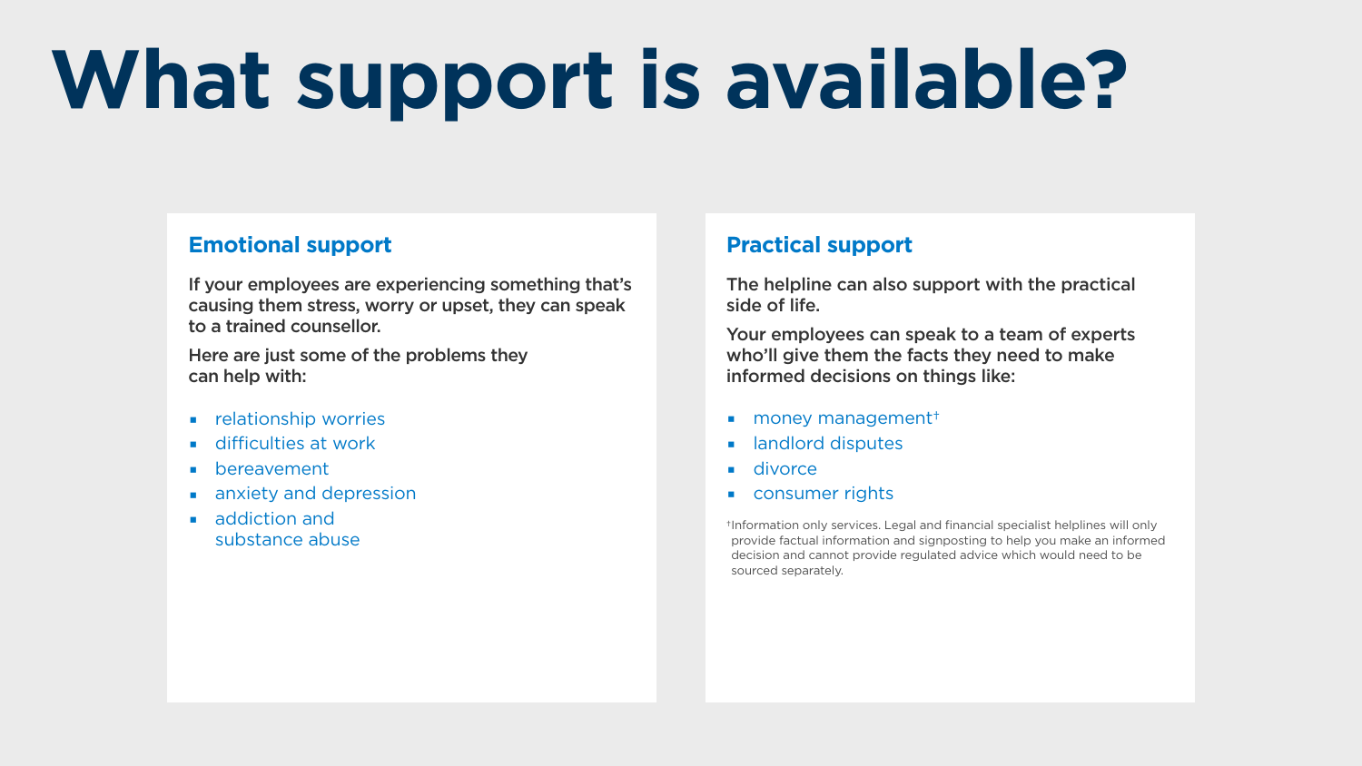# What support is available?

## Emotional support

If your employees are experiencing something that's causing them stress, worry or upset, they can speak to a trained counsellor.

Here are just some of the problems they can help with:

- relationship worries
- difficulties at work
- bereavement
- anxiety and depression
- addiction and substance abuse

## Practical support

The helpline can also support with the practical side of life.

Your employees can speak to a team of experts who'll give them the facts they need to make informed decisions on things like:

- money management†
- landlord disputes
- divorce
- consumer rights

†Information only services. Legal and financial specialist helplines will only provide factual information and signposting to help you make an informed decision and cannot provide regulated advice which would need to be sourced separately.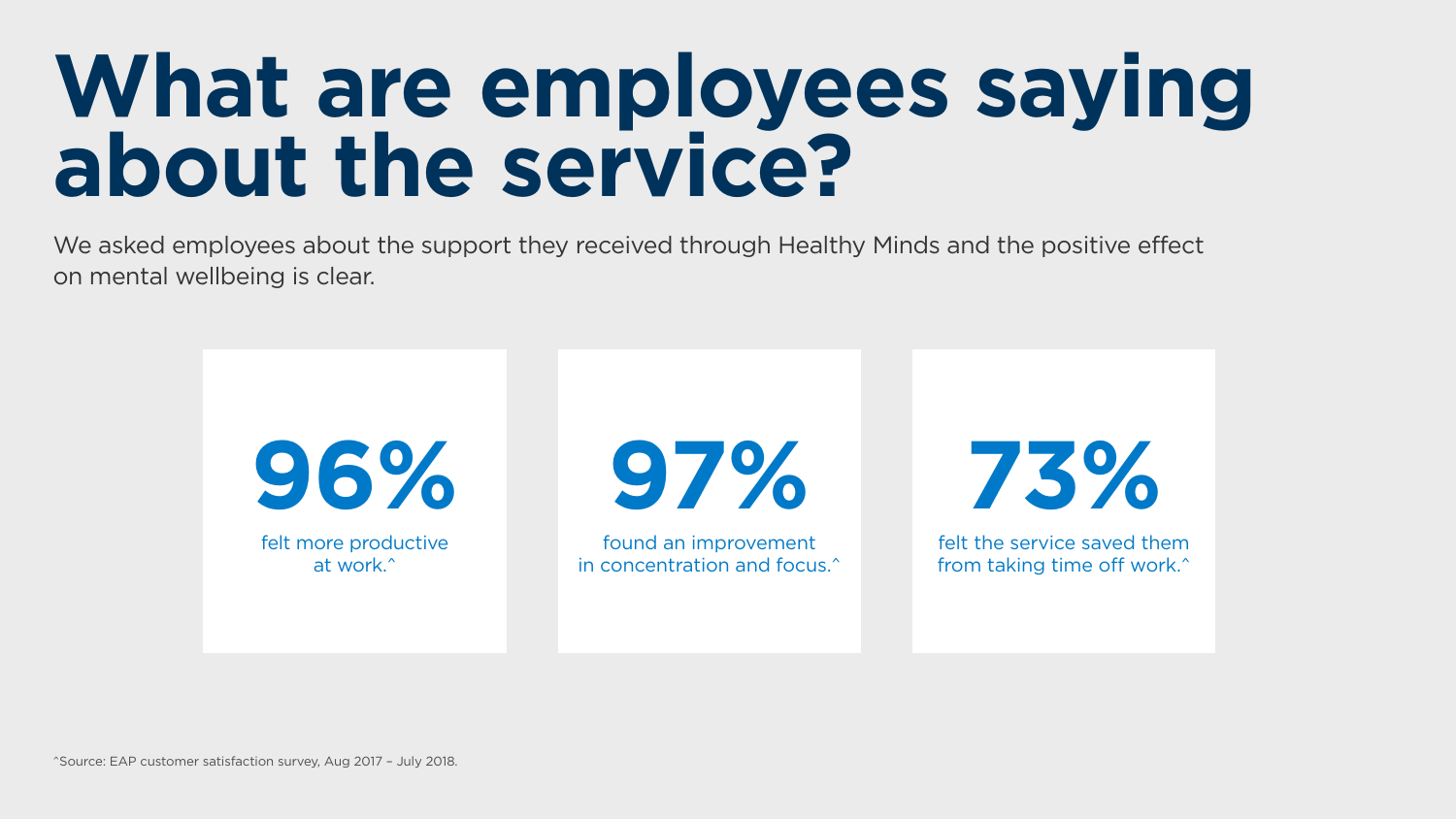# What are employees saying about the service?

We asked employees about the support they received through Healthy Minds and the positive effect on mental wellbeing is clear.

**96%**

felt more productive at work.^

**97%**

found an improvement in concentration and focus.^

**73%**

felt the service saved them from taking time off work.^

^Source: EAP customer satisfaction survey, Aug 2017 – July 2018.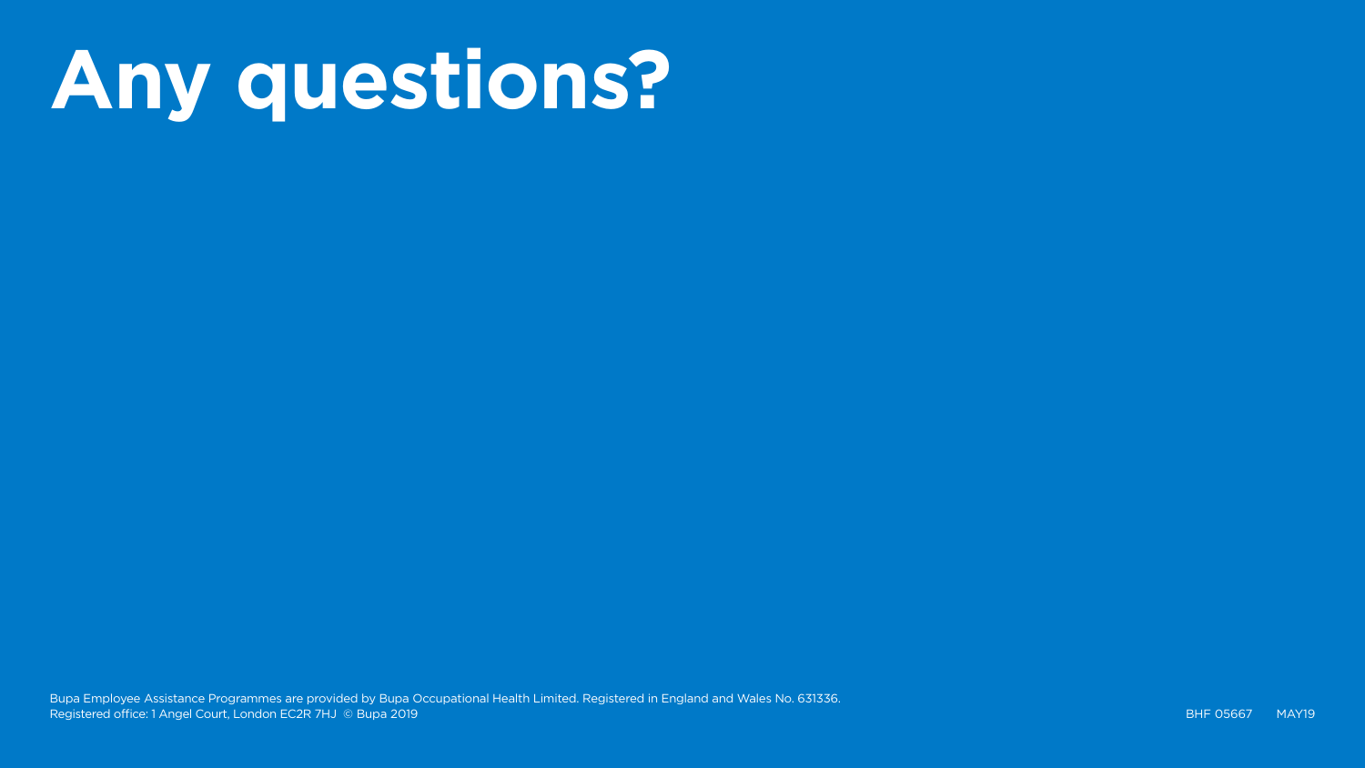# Any questions?

Bupa Employee Assistance Programmes are provided by Bupa Occupational Health Limited. Registered in England and Wales No. 631336.
Registered office: 1 Angel Court, London EC2R 7HJ © Bupa 2019

BHF 05667 MAY19